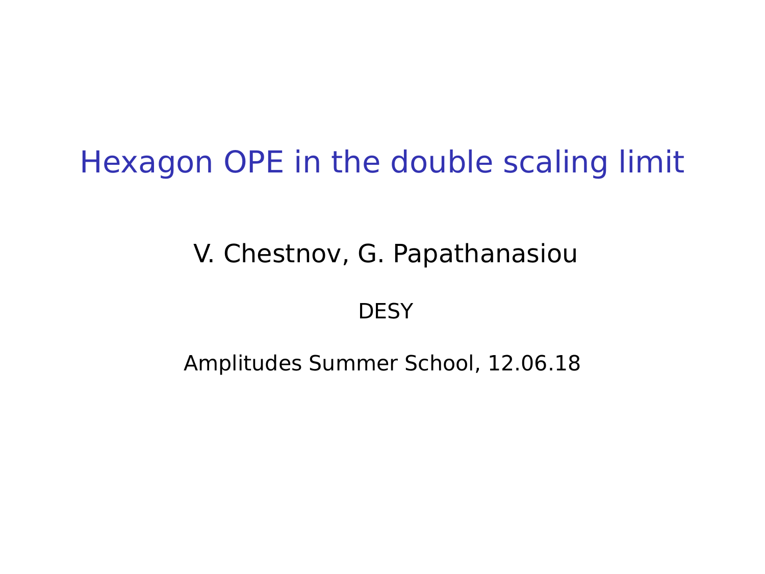# Hexagon OPE in the double scaling limit

V. Chestnov, G. Papathanasiou

DESY

Amplitudes Summer School, 12.06.18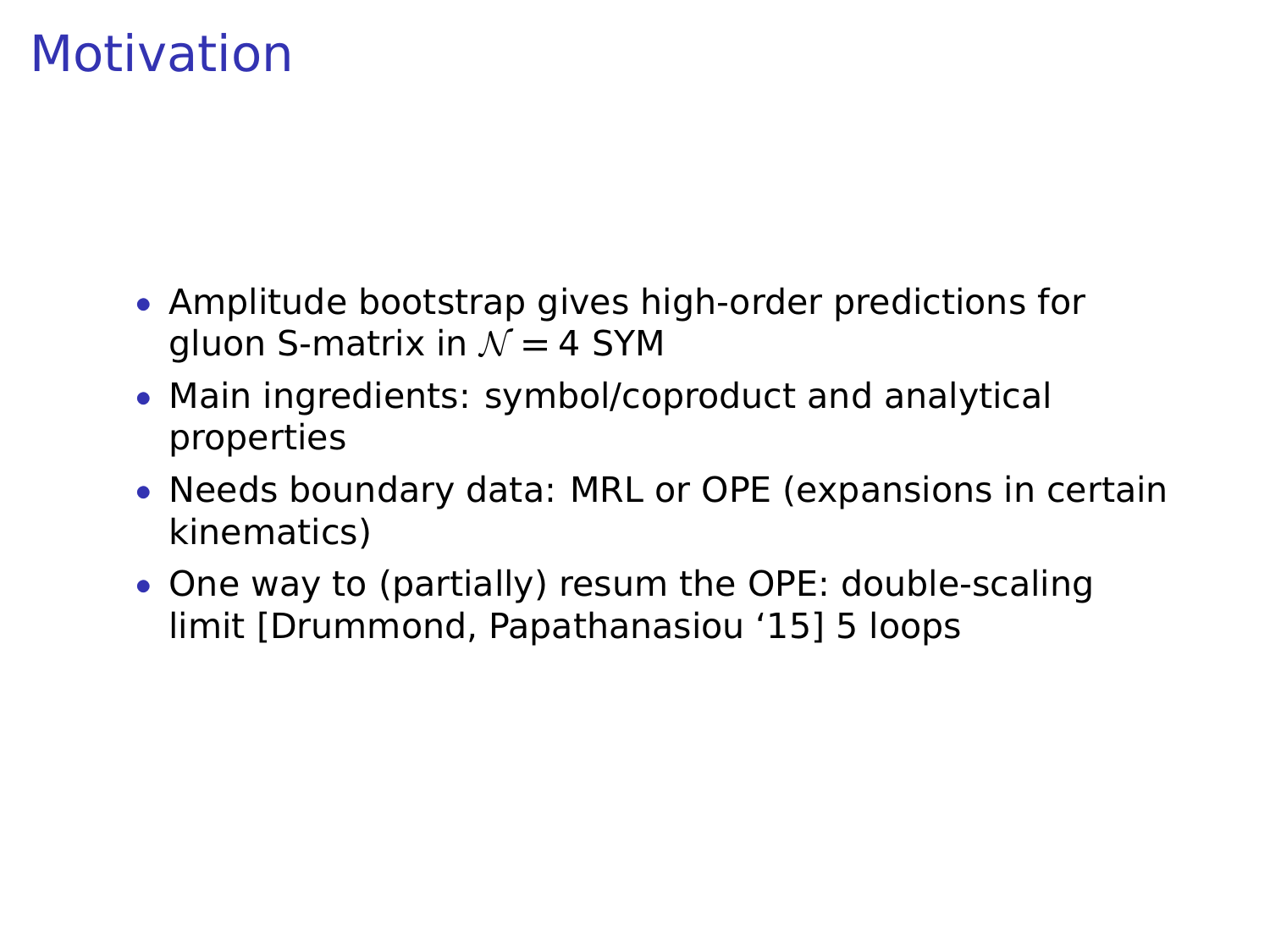# Motivation

- Amplitude bootstrap gives high-order predictions for gluon S-matrix in $\mathcal{N} = 4$ SYM
- Main ingredients: symbol/coproduct and analytical properties
- Needs boundary data: MRL or OPE (expansions in certain kinematics)
- One way to (partially) resum the OPE: double-scaling limit [Drummond, Papathanasiou ‘15] 5 loops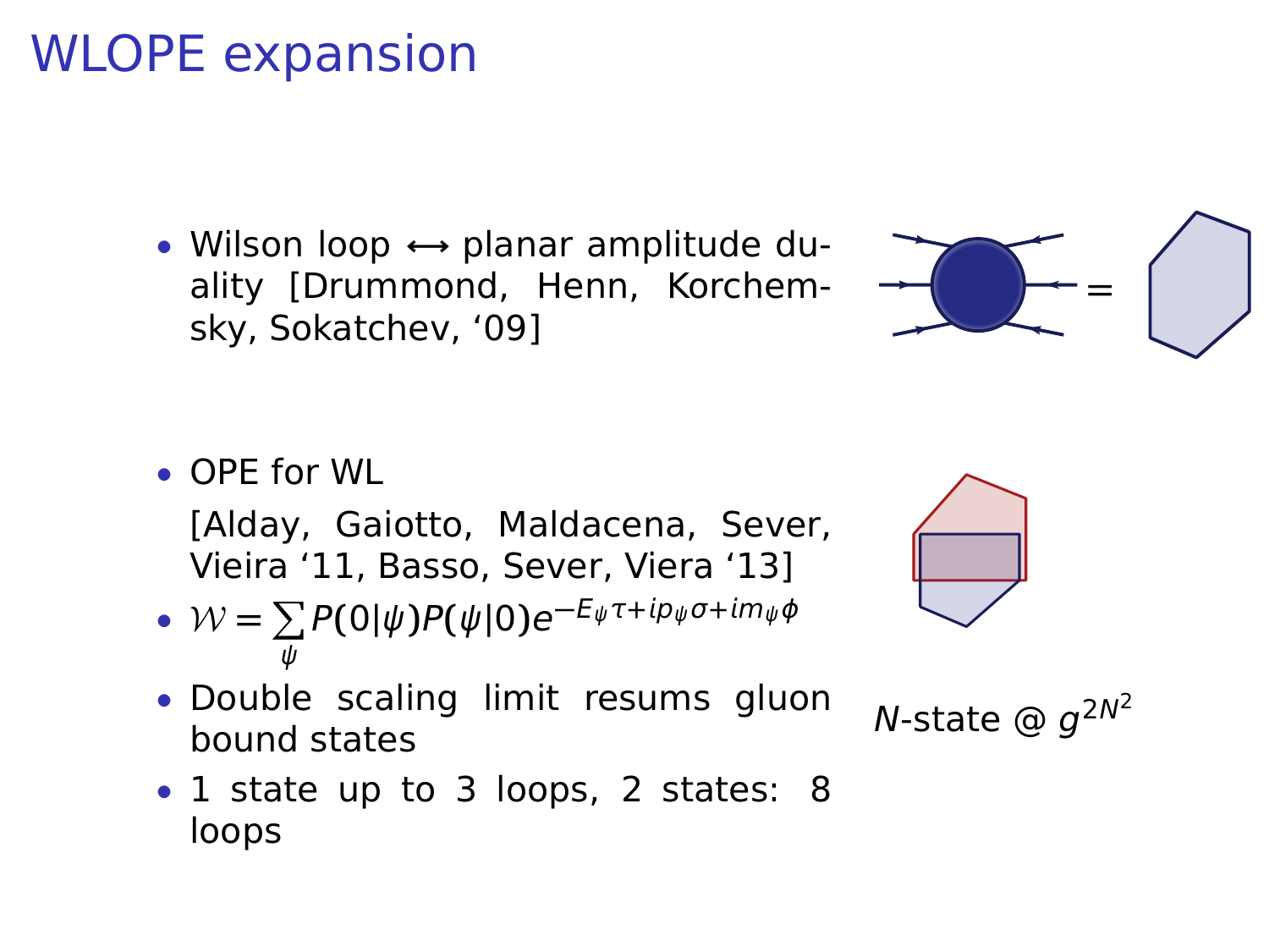# WLOPE expansion

- Wilson loop ⟷ planar amplitude duality [Drummond, Henn, Korchemsky, Sokatchev, '09]

- OPE for WL

  [Alday, Gaiotto, Maldacena, Sever, Vieira '11, Basso, Sever, Viera '13]
- $\mathcal{W} = \sum_{\psi} P(0|\psi)P(\psi|0)e^{-E_\psi \tau + ip_\psi \sigma + im_\psi \phi}$
- Double scaling limit resums gluon bound states
- 1 state up to 3 loops, 2 states: 8 loops

$N$-state @ $g^{2N^2}$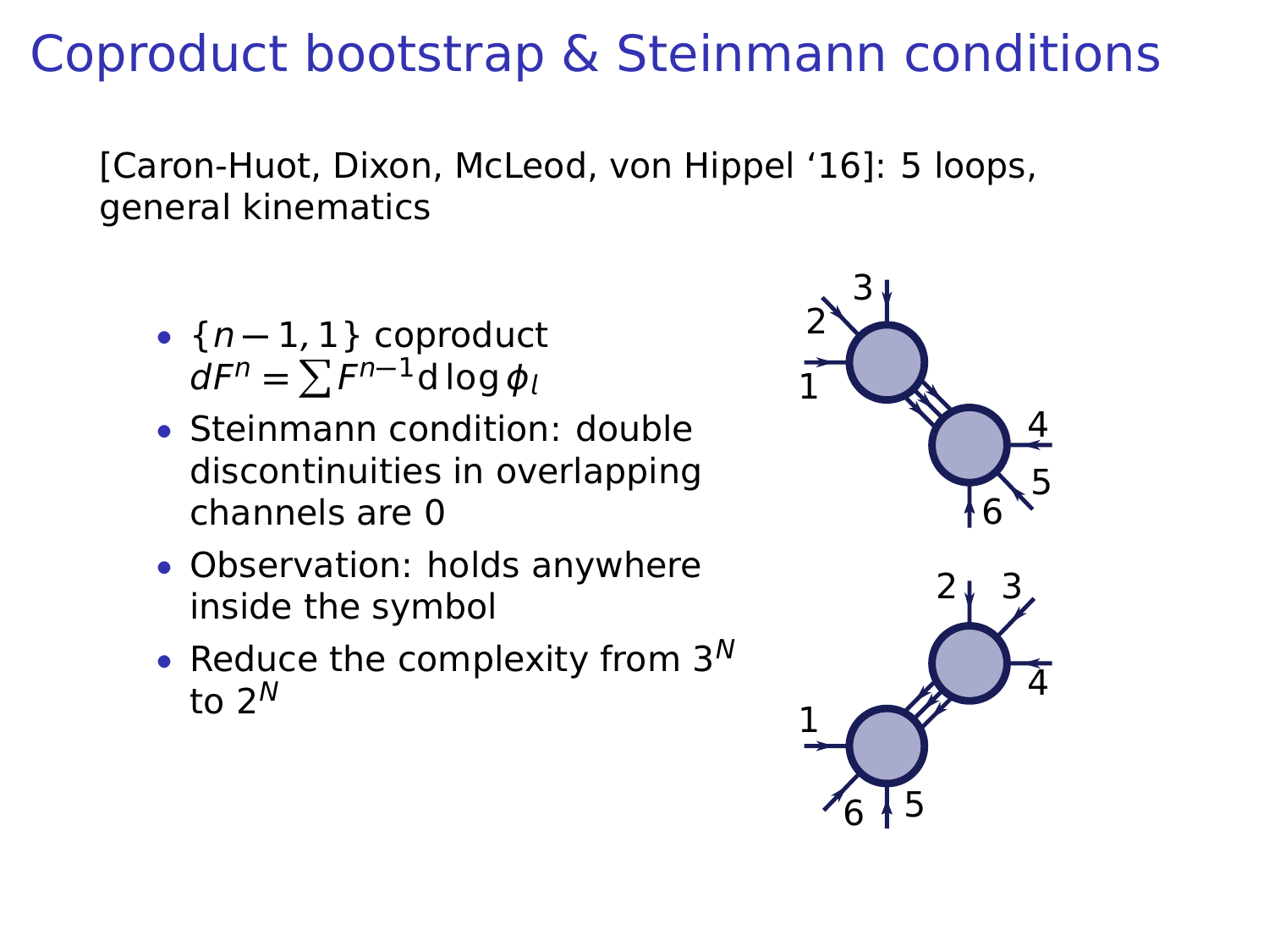# Coproduct bootstrap & Steinmann conditions

[Caron-Huot, Dixon, McLeod, von Hippel ‘16]: 5 loops, general kinematics

- $\{n-1, 1\}$ coproduct $dF^n = \sum F^{n-1} \mathrm{d}\log \phi_l$
- Steinmann condition: double discontinuities in overlapping channels are 0
- Observation: holds anywhere inside the symbol
- Reduce the complexity from $3^N$ to $2^N$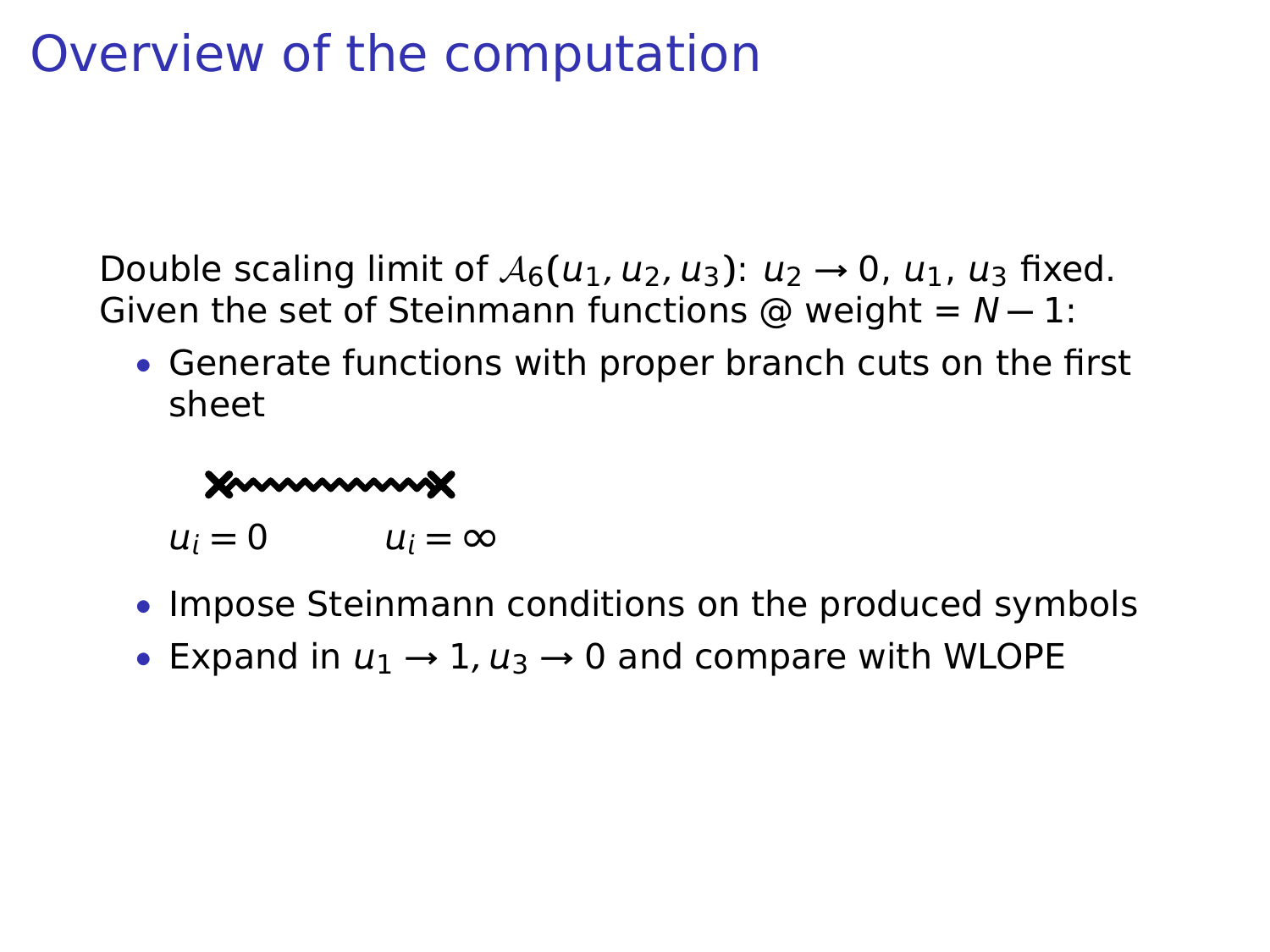# Overview of the computation

Double scaling limit of $\mathcal{A}_6(u_1, u_2, u_3)$: $u_2 \to 0$, $u_1$, $u_3$ fixed.
Given the set of Steinmann functions @ weight = $N-1$:

- Generate functions with proper branch cuts on the first sheet

$u_i = 0$ $\qquad$ $u_i = \infty$

- Impose Steinmann conditions on the produced symbols
- Expand in $u_1 \to 1, u_3 \to 0$ and compare with WLOPE